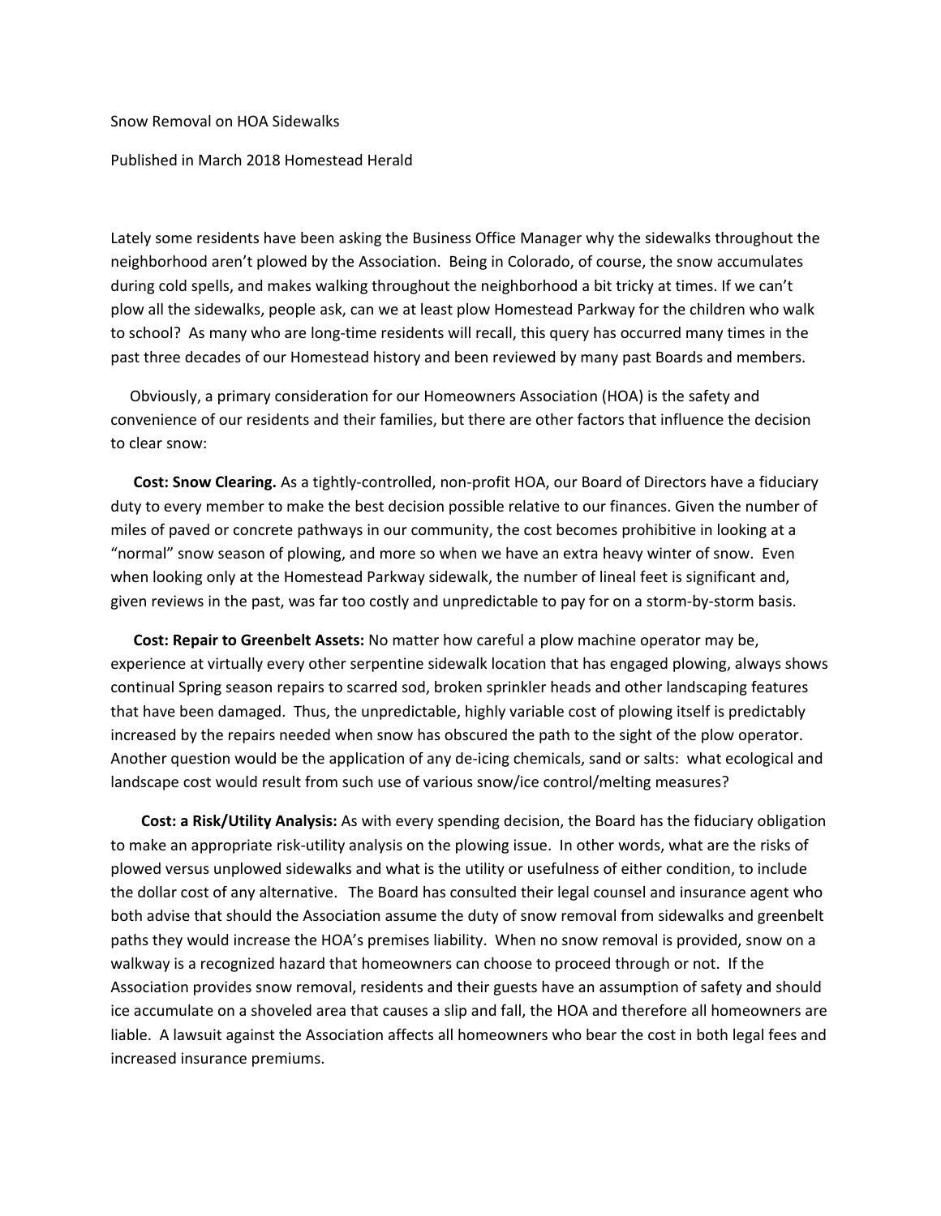Snow Removal on HOA Sidewalks

Published in March 2018 Homestead Herald

Lately some residents have been asking the Business Office Manager why the sidewalks throughout the neighborhood aren't plowed by the Association. Being in Colorado, of course, the snow accumulates during cold spells, and makes walking throughout the neighborhood a bit tricky at times. If we can't plow all the sidewalks, people ask, can we at least plow Homestead Parkway for the children who walk to school? As many who are long-time residents will recall, this query has occurred many times in the past three decades of our Homestead history and been reviewed by many past Boards and members.

Obviously, a primary consideration for our Homeowners Association (HOA) is the safety and convenience of our residents and their families, but there are other factors that influence the decision to clear snow:

**Cost: Snow Clearing.** As a tightly-controlled, non-profit HOA, our Board of Directors have a fiduciary duty to every member to make the best decision possible relative to our finances. Given the number of miles of paved or concrete pathways in our community, the cost becomes prohibitive in looking at a "normal" snow season of plowing, and more so when we have an extra heavy winter of snow. Even when looking only at the Homestead Parkway sidewalk, the number of lineal feet is significant and, given reviews in the past, was far too costly and unpredictable to pay for on a storm-by-storm basis.

**Cost: Repair to Greenbelt Assets:** No matter how careful a plow machine operator may be, experience at virtually every other serpentine sidewalk location that has engaged plowing, always shows continual Spring season repairs to scarred sod, broken sprinkler heads and other landscaping features that have been damaged. Thus, the unpredictable, highly variable cost of plowing itself is predictably increased by the repairs needed when snow has obscured the path to the sight of the plow operator. Another question would be the application of any de-icing chemicals, sand or salts: what ecological and landscape cost would result from such use of various snow/ice control/melting measures?

**Cost: a Risk/Utility Analysis:** As with every spending decision, the Board has the fiduciary obligation to make an appropriate risk-utility analysis on the plowing issue. In other words, what are the risks of plowed versus unplowed sidewalks and what is the utility or usefulness of either condition, to include the dollar cost of any alternative. The Board has consulted their legal counsel and insurance agent who both advise that should the Association assume the duty of snow removal from sidewalks and greenbelt paths they would increase the HOA's premises liability. When no snow removal is provided, snow on a walkway is a recognized hazard that homeowners can choose to proceed through or not. If the Association provides snow removal, residents and their guests have an assumption of safety and should ice accumulate on a shoveled area that causes a slip and fall, the HOA and therefore all homeowners are liable. A lawsuit against the Association affects all homeowners who bear the cost in both legal fees and increased insurance premiums.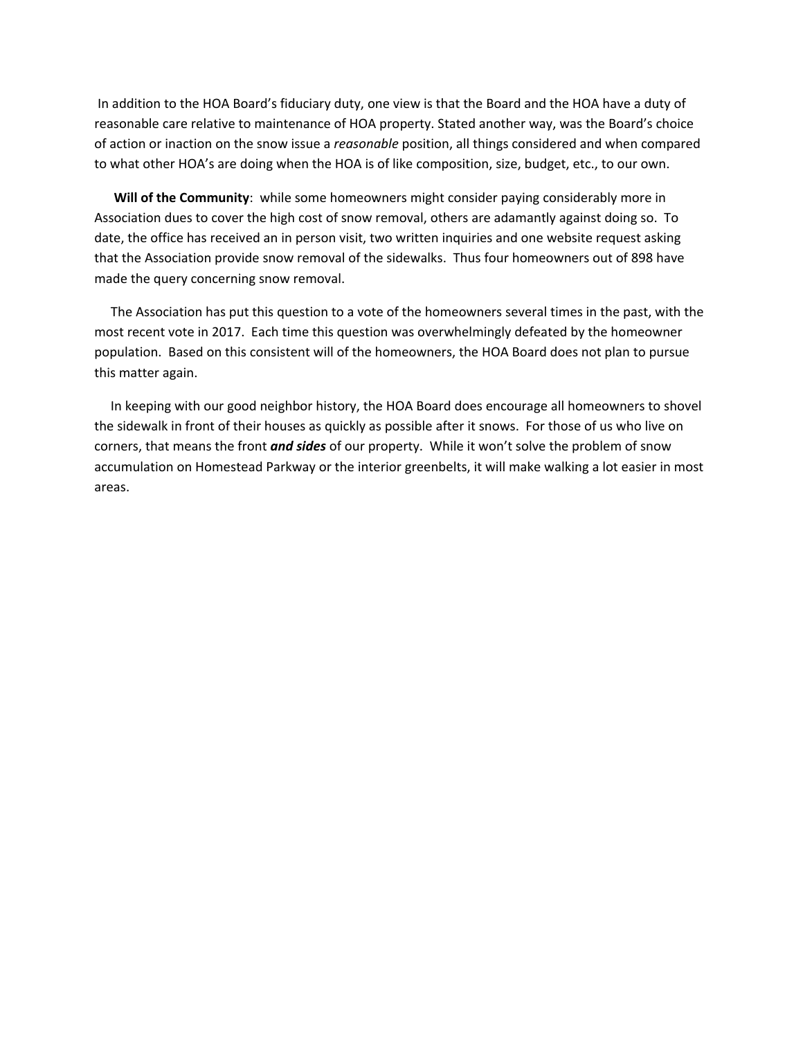In addition to the HOA Board's fiduciary duty, one view is that the Board and the HOA have a duty of reasonable care relative to maintenance of HOA property. Stated another way, was the Board's choice of action or inaction on the snow issue a *reasonable* position, all things considered and when compared to what other HOA's are doing when the HOA is of like composition, size, budget, etc., to our own.

**Will of the Community**: while some homeowners might consider paying considerably more in Association dues to cover the high cost of snow removal, others are adamantly against doing so. To date, the office has received an in person visit, two written inquiries and one website request asking that the Association provide snow removal of the sidewalks. Thus four homeowners out of 898 have made the query concerning snow removal.

The Association has put this question to a vote of the homeowners several times in the past, with the most recent vote in 2017. Each time this question was overwhelmingly defeated by the homeowner population. Based on this consistent will of the homeowners, the HOA Board does not plan to pursue this matter again.

In keeping with our good neighbor history, the HOA Board does encourage all homeowners to shovel the sidewalk in front of their houses as quickly as possible after it snows. For those of us who live on corners, that means the front ***and sides*** of our property. While it won't solve the problem of snow accumulation on Homestead Parkway or the interior greenbelts, it will make walking a lot easier in most areas.